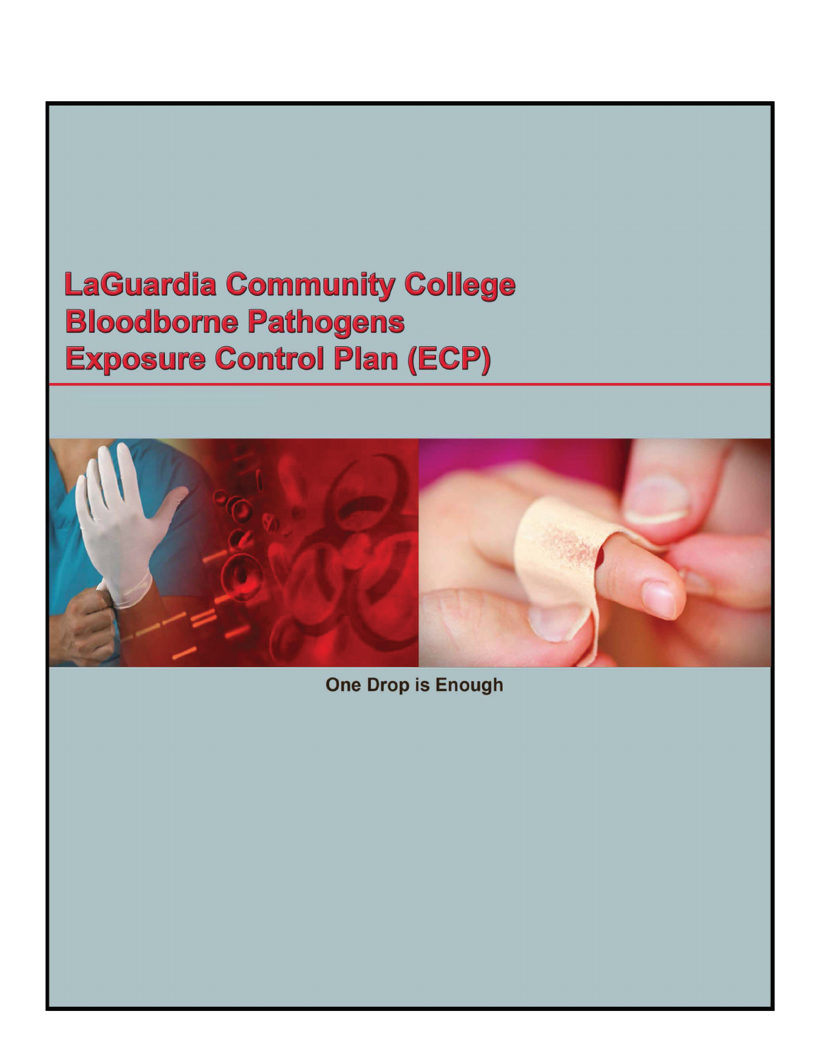# LaGuardia Community College Bloodborne Pathogens Exposure Control Plan (ECP)

One Drop is Enough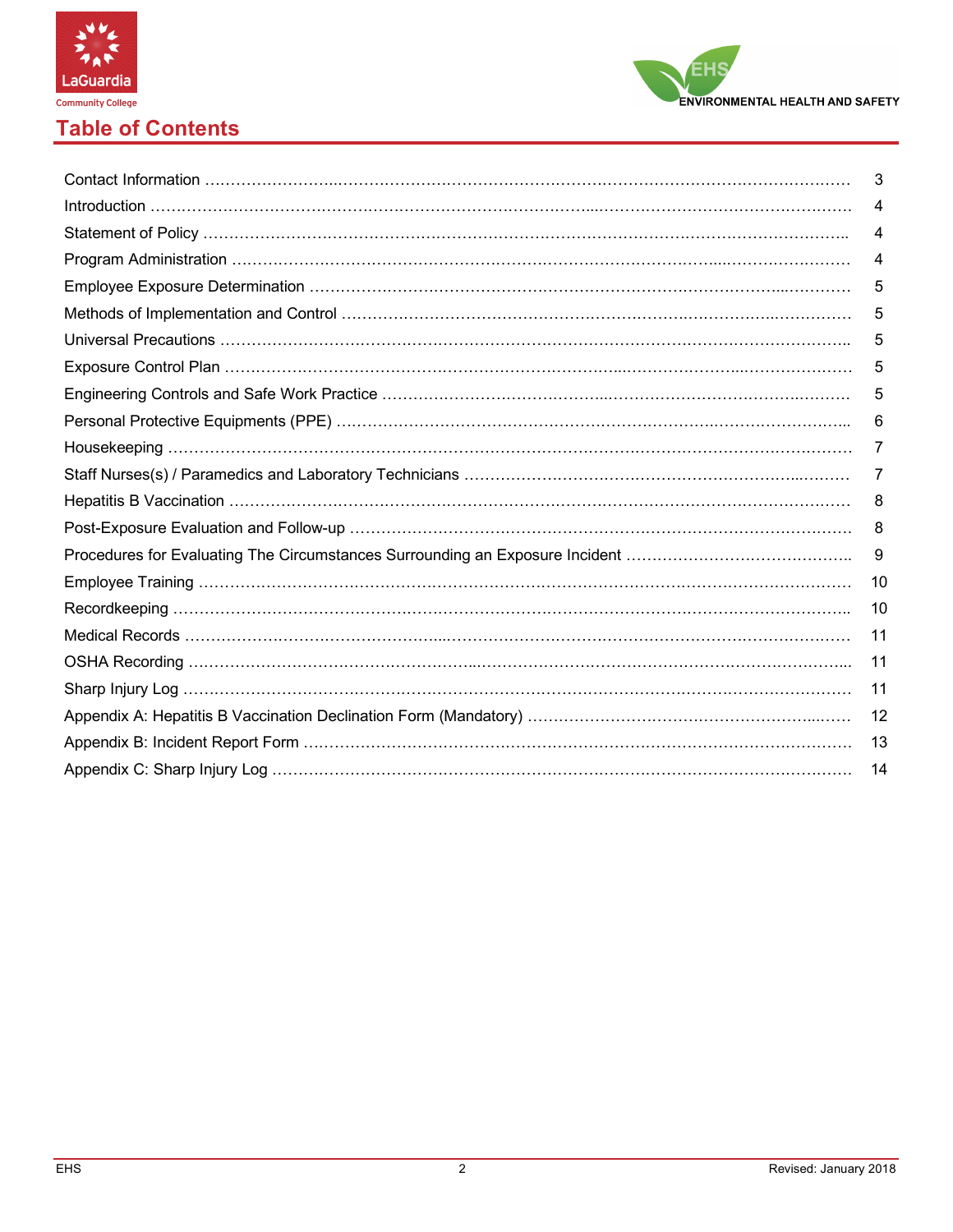# Table of Contents

| | |
|---|---|
| Contact Information | 3 |
| Introduction | 4 |
| Statement of Policy | 4 |
| Program Administration | 4 |
| Employee Exposure Determination | 5 |
| Methods of Implementation and Control | 5 |
| Universal Precautions | 5 |
| Exposure Control Plan | 5 |
| Engineering Controls and Safe Work Practice | 5 |
| Personal Protective Equipments (PPE) | 6 |
| Housekeeping | 7 |
| Staff Nurses(s) / Paramedics and Laboratory Technicians | 7 |
| Hepatitis B Vaccination | 8 |
| Post-Exposure Evaluation and Follow-up | 8 |
| Procedures for Evaluating The Circumstances Surrounding an Exposure Incident | 9 |
| Employee Training | 10 |
| Recordkeeping | 10 |
| Medical Records | 11 |
| OSHA Recording | 11 |
| Sharp Injury Log | 11 |
| Appendix A: Hepatitis B Vaccination Declination Form (Mandatory) | 12 |
| Appendix B: Incident Report Form | 13 |
| Appendix C: Sharp Injury Log | 14 |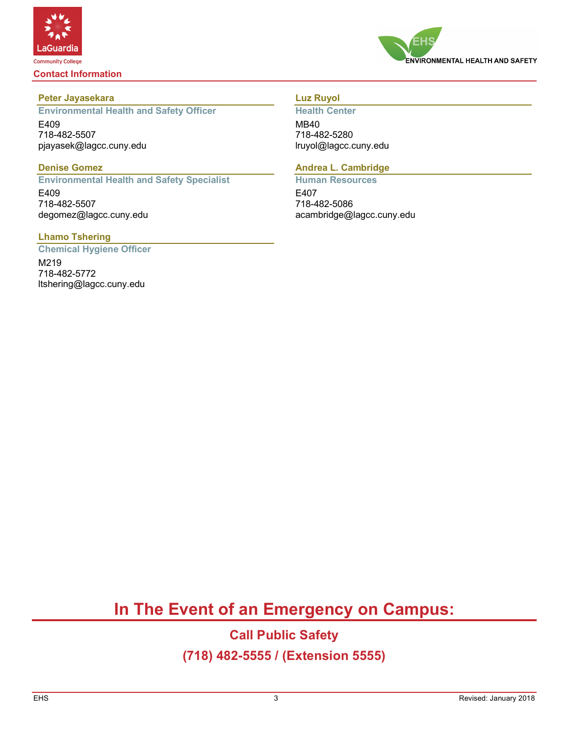## Contact Information

### Peter Jayasekara
**Environmental Health and Safety Officer**

E409
718-482-5507
pjayasek@lagcc.cuny.edu

### Denise Gomez
**Environmental Health and Safety Specialist**

E409
718-482-5507
degomez@lagcc.cuny.edu

### Lhamo Tshering
**Chemical Hygiene Officer**

M219
718-482-5772
ltshering@lagcc.cuny.edu

### Luz Ruyol
**Health Center**

MB40
718-482-5280
lruyol@lagcc.cuny.edu

### Andrea L. Cambridge
**Human Resources**

E407
718-482-5086
acambridge@lagcc.cuny.edu

# In The Event of an Emergency on Campus:

## Call Public Safety

## (718) 482-5555 / (Extension 5555)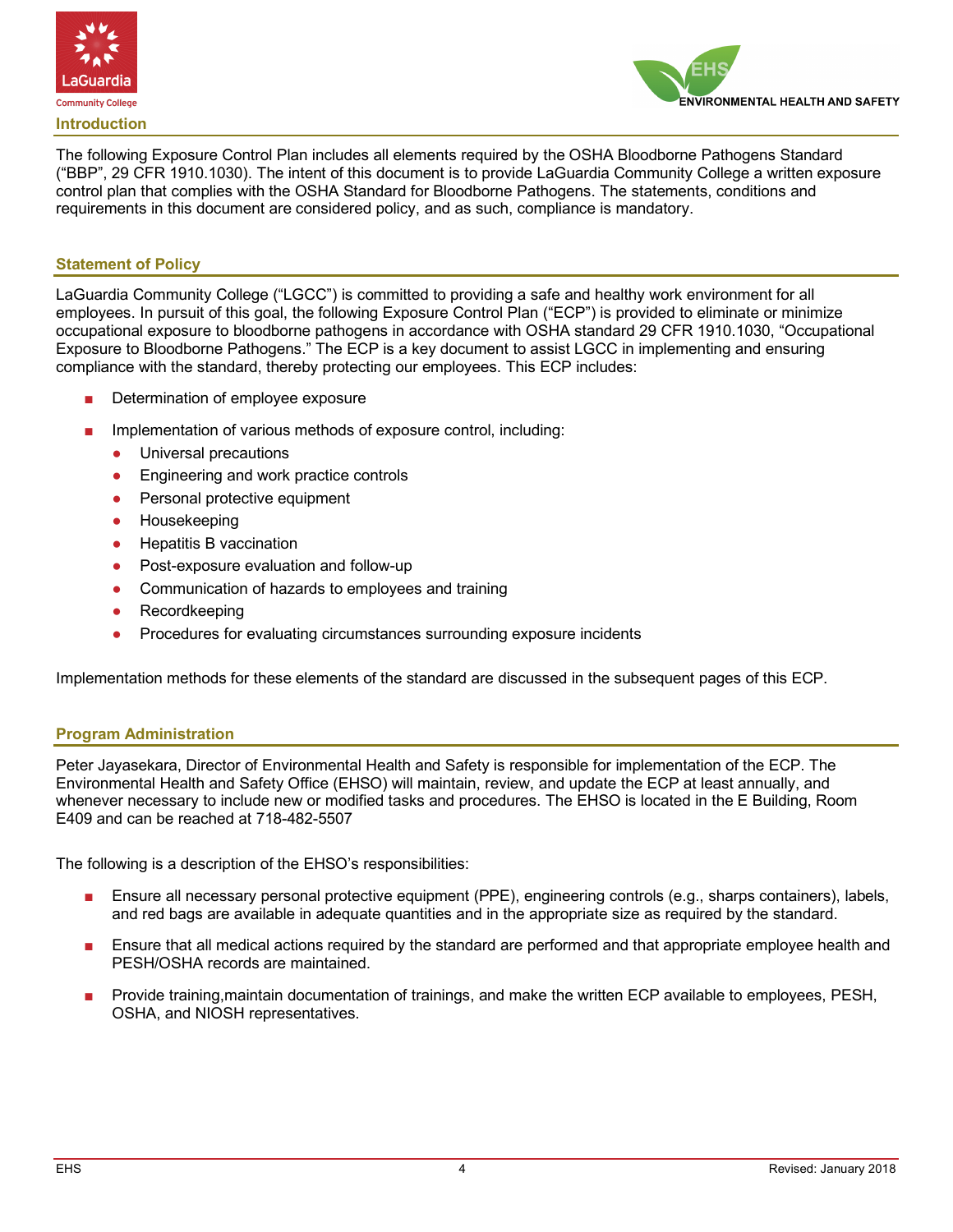## Introduction

The following Exposure Control Plan includes all elements required by the OSHA Bloodborne Pathogens Standard ("BBP", 29 CFR 1910.1030). The intent of this document is to provide LaGuardia Community College a written exposure control plan that complies with the OSHA Standard for Bloodborne Pathogens. The statements, conditions and requirements in this document are considered policy, and as such, compliance is mandatory.

## Statement of Policy

LaGuardia Community College ("LGCC") is committed to providing a safe and healthy work environment for all employees. In pursuit of this goal, the following Exposure Control Plan ("ECP") is provided to eliminate or minimize occupational exposure to bloodborne pathogens in accordance with OSHA standard 29 CFR 1910.1030, "Occupational Exposure to Bloodborne Pathogens." The ECP is a key document to assist LGCC in implementing and ensuring compliance with the standard, thereby protecting our employees. This ECP includes:

- Determination of employee exposure
- Implementation of various methods of exposure control, including:
  - Universal precautions
  - Engineering and work practice controls
  - Personal protective equipment
  - Housekeeping
  - Hepatitis B vaccination
  - Post-exposure evaluation and follow-up
  - Communication of hazards to employees and training
  - Recordkeeping
  - Procedures for evaluating circumstances surrounding exposure incidents

Implementation methods for these elements of the standard are discussed in the subsequent pages of this ECP.

## Program Administration

Peter Jayasekara, Director of Environmental Health and Safety is responsible for implementation of the ECP. The Environmental Health and Safety Office (EHSO) will maintain, review, and update the ECP at least annually, and whenever necessary to include new or modified tasks and procedures. The EHSO is located in the E Building, Room E409 and can be reached at 718-482-5507

The following is a description of the EHSO's responsibilities:

- Ensure all necessary personal protective equipment (PPE), engineering controls (e.g., sharps containers), labels, and red bags are available in adequate quantities and in the appropriate size as required by the standard.
- Ensure that all medical actions required by the standard are performed and that appropriate employee health and PESH/OSHA records are maintained.
- Provide training,maintain documentation of trainings, and make the written ECP available to employees, PESH, OSHA, and NIOSH representatives.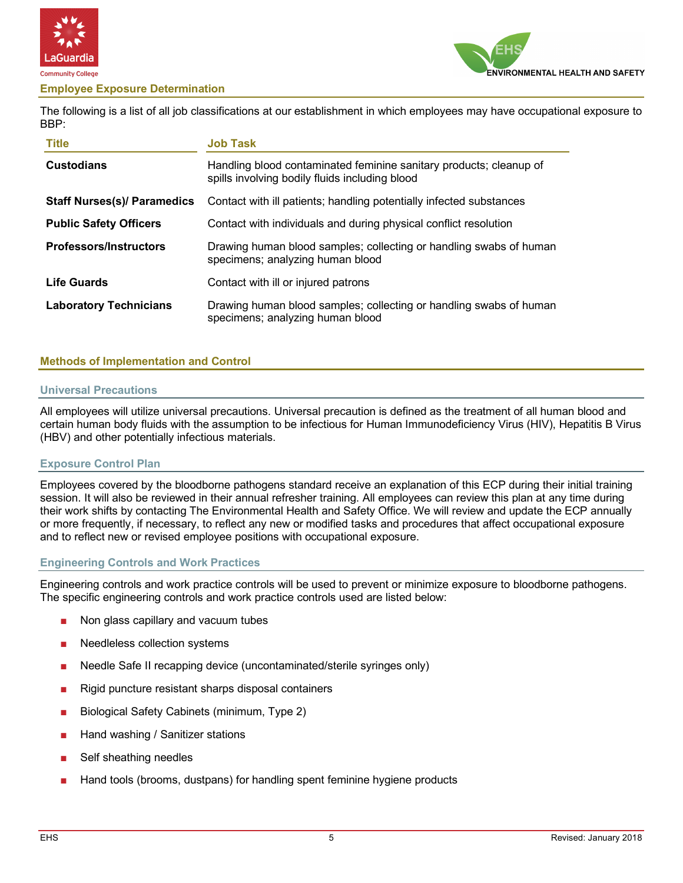## Employee Exposure Determination

The following is a list of all job classifications at our establishment in which employees may have occupational exposure to BBP:

| Title | Job Task |
| --- | --- |
| **Custodians** | Handling blood contaminated feminine sanitary products; cleanup of spills involving bodily fluids including blood |
| **Staff Nurses(s)/ Paramedics** | Contact with ill patients; handling potentially infected substances |
| **Public Safety Officers** | Contact with individuals and during physical conflict resolution |
| **Professors/Instructors** | Drawing human blood samples; collecting or handling swabs of human specimens; analyzing human blood |
| **Life Guards** | Contact with ill or injured patrons |
| **Laboratory Technicians** | Drawing human blood samples; collecting or handling swabs of human specimens; analyzing human blood |

## Methods of Implementation and Control

### Universal Precautions

All employees will utilize universal precautions. Universal precaution is defined as the treatment of all human blood and certain human body fluids with the assumption to be infectious for Human Immunodeficiency Virus (HIV), Hepatitis B Virus (HBV) and other potentially infectious materials.

### Exposure Control Plan

Employees covered by the bloodborne pathogens standard receive an explanation of this ECP during their initial training session. It will also be reviewed in their annual refresher training. All employees can review this plan at any time during their work shifts by contacting The Environmental Health and Safety Office. We will review and update the ECP annually or more frequently, if necessary, to reflect any new or modified tasks and procedures that affect occupational exposure and to reflect new or revised employee positions with occupational exposure.

### Engineering Controls and Work Practices

Engineering controls and work practice controls will be used to prevent or minimize exposure to bloodborne pathogens. The specific engineering controls and work practice controls used are listed below:

- Non glass capillary and vacuum tubes
- Needleless collection systems
- Needle Safe II recapping device (uncontaminated/sterile syringes only)
- Rigid puncture resistant sharps disposal containers
- Biological Safety Cabinets (minimum, Type 2)
- Hand washing / Sanitizer stations
- Self sheathing needles
- Hand tools (brooms, dustpans) for handling spent feminine hygiene products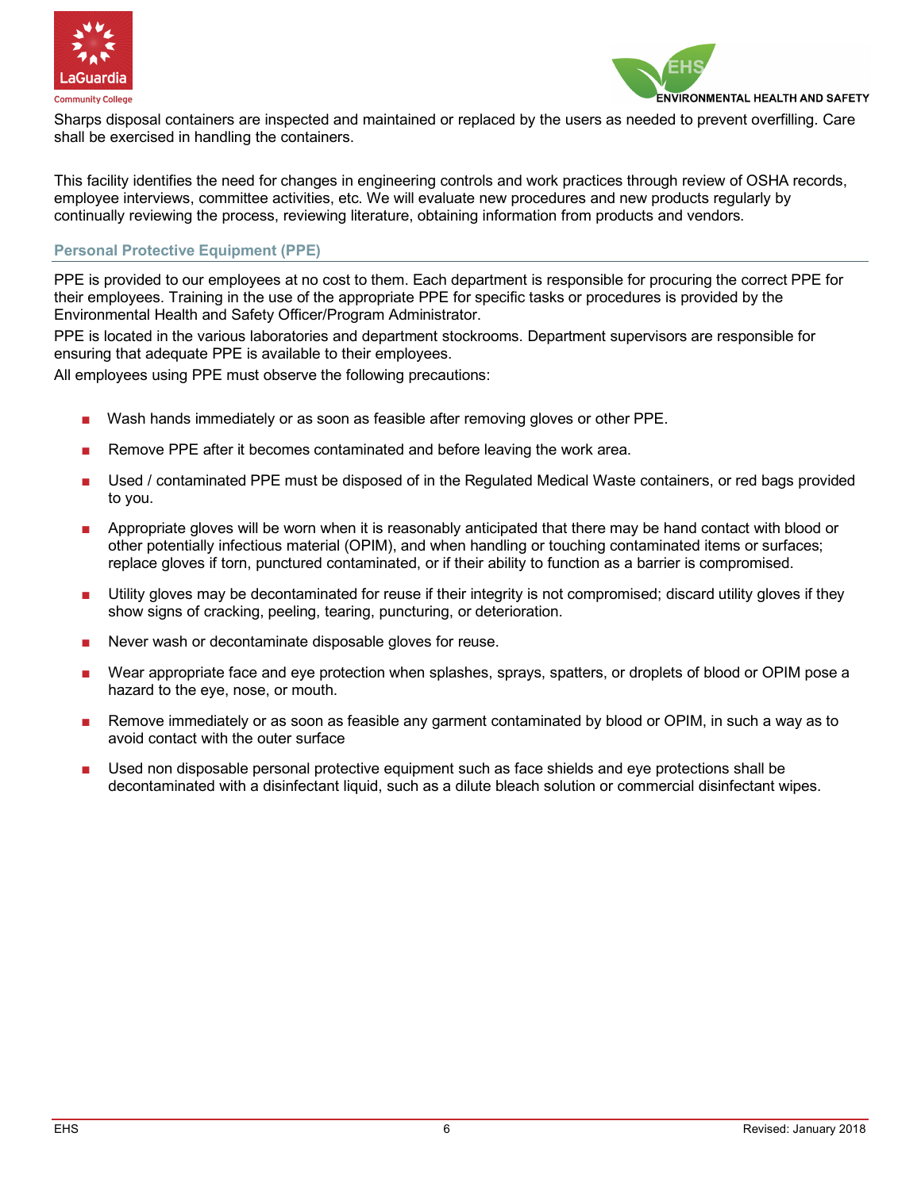Sharps disposal containers are inspected and maintained or replaced by the users as needed to prevent overfilling. Care shall be exercised in handling the containers.

This facility identifies the need for changes in engineering controls and work practices through review of OSHA records, employee interviews, committee activities, etc. We will evaluate new procedures and new products regularly by continually reviewing the process, reviewing literature, obtaining information from products and vendors.

## Personal Protective Equipment (PPE)

PPE is provided to our employees at no cost to them. Each department is responsible for procuring the correct PPE for their employees. Training in the use of the appropriate PPE for specific tasks or procedures is provided by the Environmental Health and Safety Officer/Program Administrator.

PPE is located in the various laboratories and department stockrooms. Department supervisors are responsible for ensuring that adequate PPE is available to their employees.

All employees using PPE must observe the following precautions:

- Wash hands immediately or as soon as feasible after removing gloves or other PPE.
- Remove PPE after it becomes contaminated and before leaving the work area.
- Used / contaminated PPE must be disposed of in the Regulated Medical Waste containers, or red bags provided to you.
- Appropriate gloves will be worn when it is reasonably anticipated that there may be hand contact with blood or other potentially infectious material (OPIM), and when handling or touching contaminated items or surfaces; replace gloves if torn, punctured contaminated, or if their ability to function as a barrier is compromised.
- Utility gloves may be decontaminated for reuse if their integrity is not compromised; discard utility gloves if they show signs of cracking, peeling, tearing, puncturing, or deterioration.
- Never wash or decontaminate disposable gloves for reuse.
- Wear appropriate face and eye protection when splashes, sprays, spatters, or droplets of blood or OPIM pose a hazard to the eye, nose, or mouth.
- Remove immediately or as soon as feasible any garment contaminated by blood or OPIM, in such a way as to avoid contact with the outer surface
- Used non disposable personal protective equipment such as face shields and eye protections shall be decontaminated with a disinfectant liquid, such as a dilute bleach solution or commercial disinfectant wipes.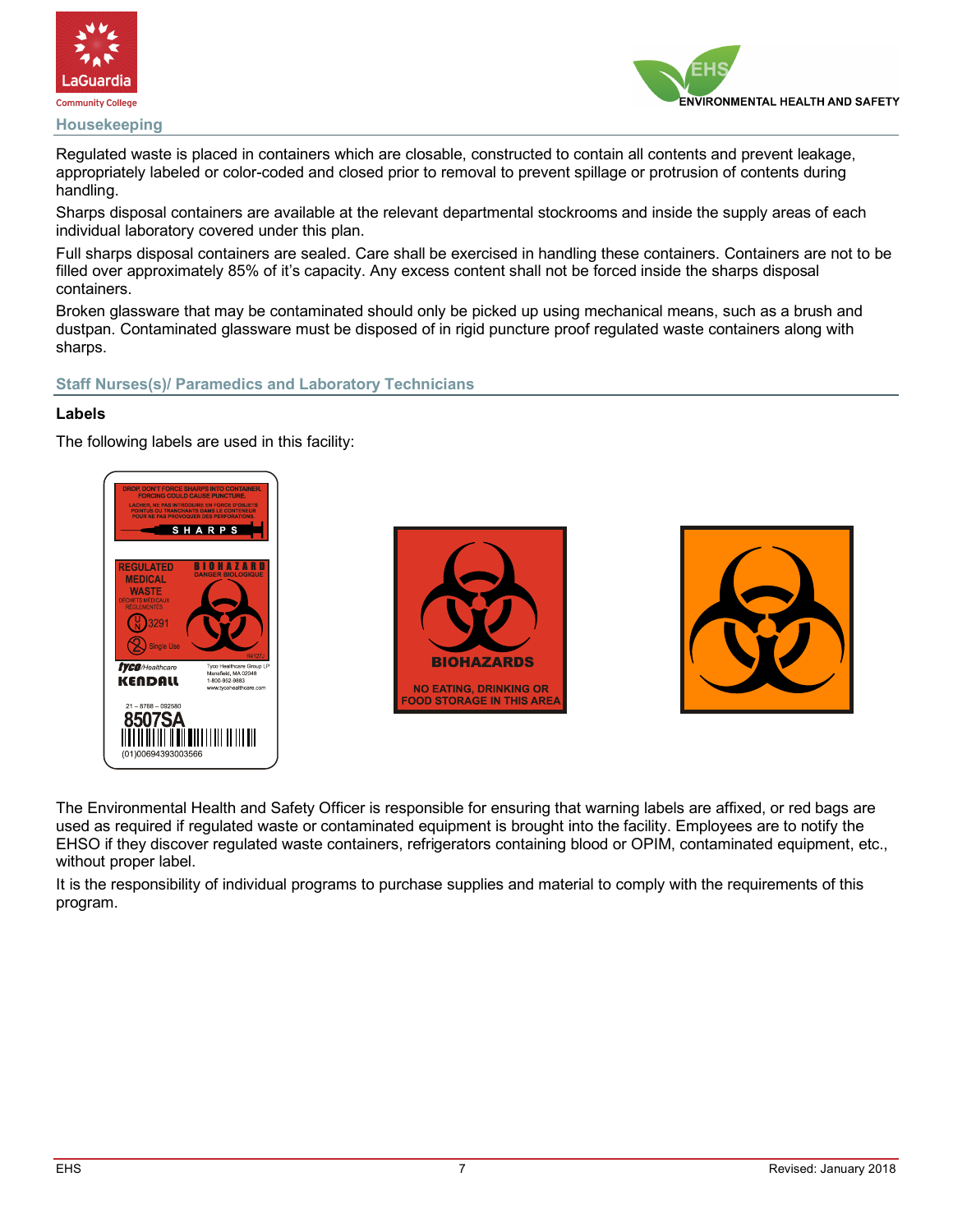## Housekeeping

Regulated waste is placed in containers which are closable, constructed to contain all contents and prevent leakage, appropriately labeled or color-coded and closed prior to removal to prevent spillage or protrusion of contents during handling.

Sharps disposal containers are available at the relevant departmental stockrooms and inside the supply areas of each individual laboratory covered under this plan.

Full sharps disposal containers are sealed. Care shall be exercised in handling these containers. Containers are not to be filled over approximately 85% of it's capacity. Any excess content shall not be forced inside the sharps disposal containers.

Broken glassware that may be contaminated should only be picked up using mechanical means, such as a brush and dustpan. Contaminated glassware must be disposed of in rigid puncture proof regulated waste containers along with sharps.

## Staff Nurses(s)/ Paramedics and Laboratory Technicians

### Labels

The following labels are used in this facility:

The Environmental Health and Safety Officer is responsible for ensuring that warning labels are affixed, or red bags are used as required if regulated waste or contaminated equipment is brought into the facility. Employees are to notify the EHSO if they discover regulated waste containers, refrigerators containing blood or OPIM, contaminated equipment, etc., without proper label.

It is the responsibility of individual programs to purchase supplies and material to comply with the requirements of this program.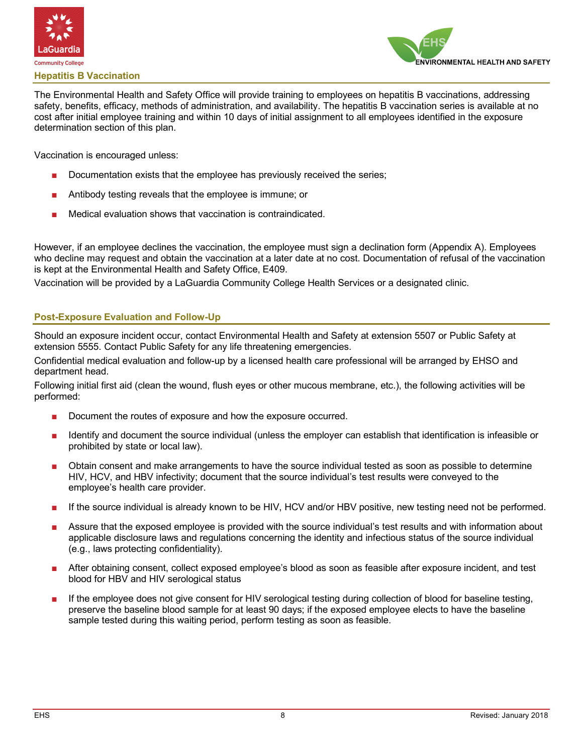## Hepatitis B Vaccination

The Environmental Health and Safety Office will provide training to employees on hepatitis B vaccinations, addressing safety, benefits, efficacy, methods of administration, and availability. The hepatitis B vaccination series is available at no cost after initial employee training and within 10 days of initial assignment to all employees identified in the exposure determination section of this plan.

Vaccination is encouraged unless:

- Documentation exists that the employee has previously received the series;
- Antibody testing reveals that the employee is immune; or
- Medical evaluation shows that vaccination is contraindicated.

However, if an employee declines the vaccination, the employee must sign a declination form (Appendix A). Employees who decline may request and obtain the vaccination at a later date at no cost. Documentation of refusal of the vaccination is kept at the Environmental Health and Safety Office, E409.

Vaccination will be provided by a LaGuardia Community College Health Services or a designated clinic.

## Post-Exposure Evaluation and Follow-Up

Should an exposure incident occur, contact Environmental Health and Safety at extension 5507 or Public Safety at extension 5555. Contact Public Safety for any life threatening emergencies.

Confidential medical evaluation and follow-up by a licensed health care professional will be arranged by EHSO and department head.

Following initial first aid (clean the wound, flush eyes or other mucous membrane, etc.), the following activities will be performed:

- Document the routes of exposure and how the exposure occurred.
- Identify and document the source individual (unless the employer can establish that identification is infeasible or prohibited by state or local law).
- Obtain consent and make arrangements to have the source individual tested as soon as possible to determine HIV, HCV, and HBV infectivity; document that the source individual's test results were conveyed to the employee's health care provider.
- If the source individual is already known to be HIV, HCV and/or HBV positive, new testing need not be performed.
- Assure that the exposed employee is provided with the source individual's test results and with information about applicable disclosure laws and regulations concerning the identity and infectious status of the source individual (e.g., laws protecting confidentiality).
- After obtaining consent, collect exposed employee's blood as soon as feasible after exposure incident, and test blood for HBV and HIV serological status
- If the employee does not give consent for HIV serological testing during collection of blood for baseline testing, preserve the baseline blood sample for at least 90 days; if the exposed employee elects to have the baseline sample tested during this waiting period, perform testing as soon as feasible.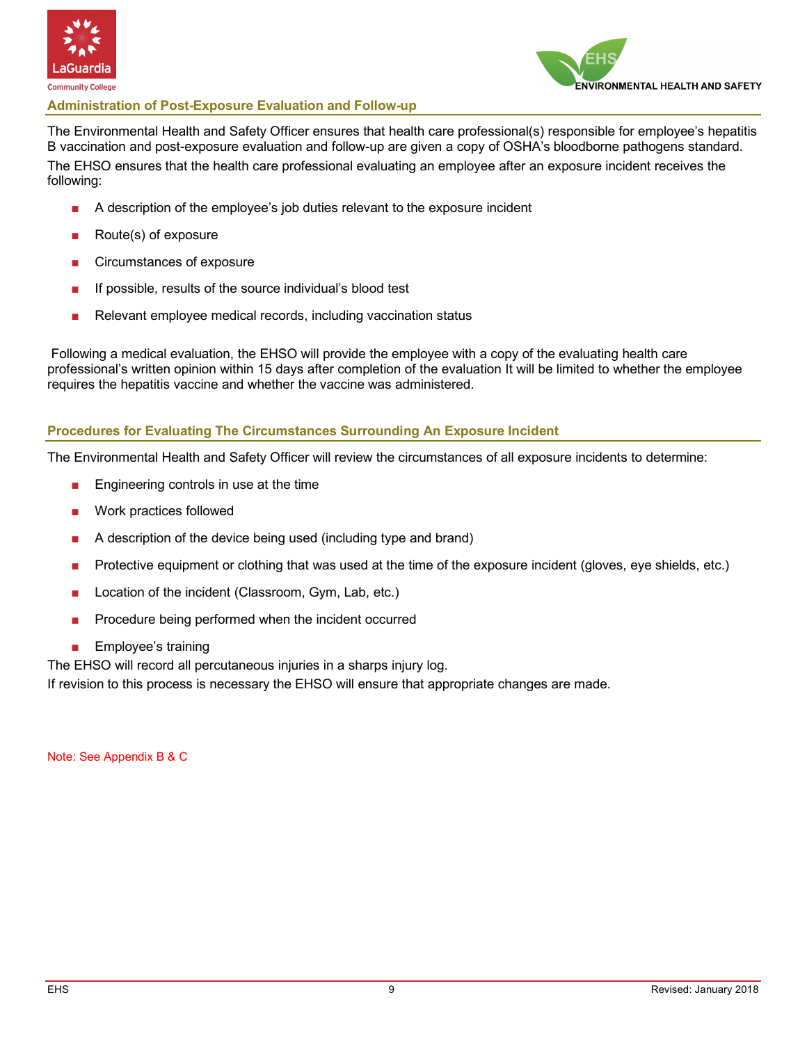## Administration of Post-Exposure Evaluation and Follow-up

The Environmental Health and Safety Officer ensures that health care professional(s) responsible for employee's hepatitis B vaccination and post-exposure evaluation and follow-up are given a copy of OSHA's bloodborne pathogens standard.

The EHSO ensures that the health care professional evaluating an employee after an exposure incident receives the following:

- A description of the employee's job duties relevant to the exposure incident
- Route(s) of exposure
- Circumstances of exposure
- If possible, results of the source individual's blood test
- Relevant employee medical records, including vaccination status

Following a medical evaluation, the EHSO will provide the employee with a copy of the evaluating health care professional's written opinion within 15 days after completion of the evaluation It will be limited to whether the employee requires the hepatitis vaccine and whether the vaccine was administered.

## Procedures for Evaluating The Circumstances Surrounding An Exposure Incident

The Environmental Health and Safety Officer will review the circumstances of all exposure incidents to determine:

- Engineering controls in use at the time
- Work practices followed
- A description of the device being used (including type and brand)
- Protective equipment or clothing that was used at the time of the exposure incident (gloves, eye shields, etc.)
- Location of the incident (Classroom, Gym, Lab, etc.)
- Procedure being performed when the incident occurred
- Employee's training

The EHSO will record all percutaneous injuries in a sharps injury log.

If revision to this process is necessary the EHSO will ensure that appropriate changes are made.

Note: See Appendix B & C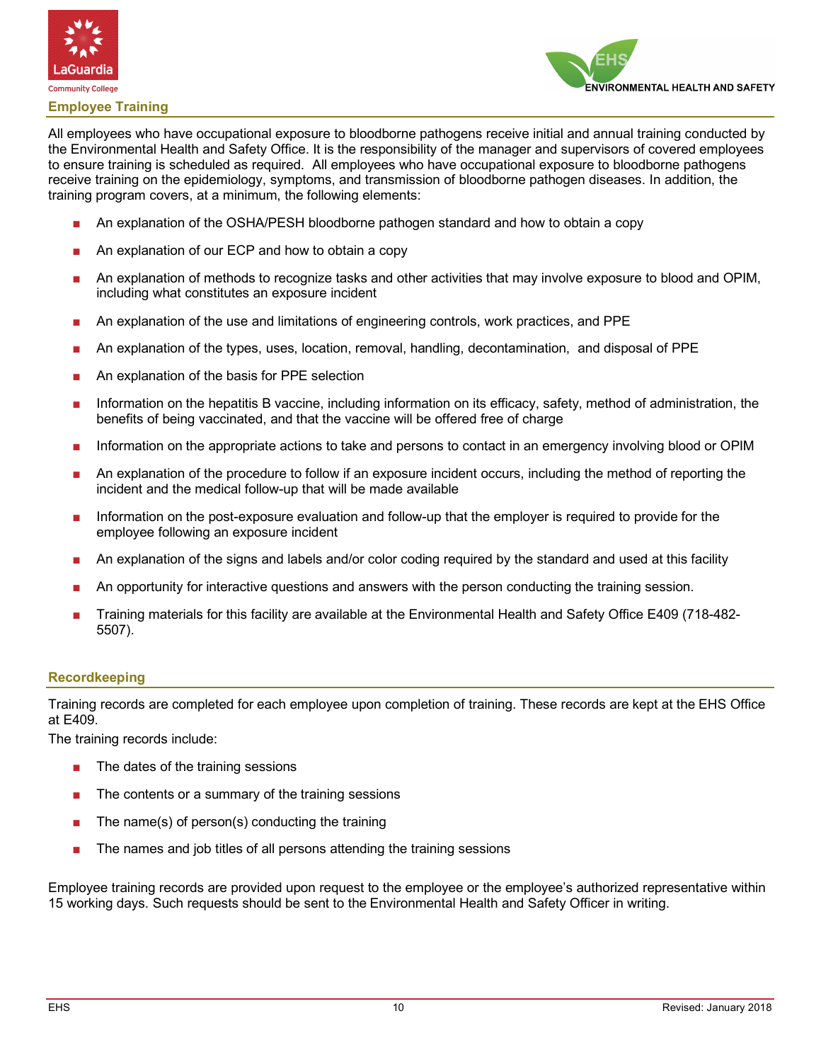## Employee Training

All employees who have occupational exposure to bloodborne pathogens receive initial and annual training conducted by the Environmental Health and Safety Office. It is the responsibility of the manager and supervisors of covered employees to ensure training is scheduled as required. All employees who have occupational exposure to bloodborne pathogens receive training on the epidemiology, symptoms, and transmission of bloodborne pathogen diseases. In addition, the training program covers, at a minimum, the following elements:

- An explanation of the OSHA/PESH bloodborne pathogen standard and how to obtain a copy
- An explanation of our ECP and how to obtain a copy
- An explanation of methods to recognize tasks and other activities that may involve exposure to blood and OPIM, including what constitutes an exposure incident
- An explanation of the use and limitations of engineering controls, work practices, and PPE
- An explanation of the types, uses, location, removal, handling, decontamination, and disposal of PPE
- An explanation of the basis for PPE selection
- Information on the hepatitis B vaccine, including information on its efficacy, safety, method of administration, the benefits of being vaccinated, and that the vaccine will be offered free of charge
- Information on the appropriate actions to take and persons to contact in an emergency involving blood or OPIM
- An explanation of the procedure to follow if an exposure incident occurs, including the method of reporting the incident and the medical follow-up that will be made available
- Information on the post-exposure evaluation and follow-up that the employer is required to provide for the employee following an exposure incident
- An explanation of the signs and labels and/or color coding required by the standard and used at this facility
- An opportunity for interactive questions and answers with the person conducting the training session.
- Training materials for this facility are available at the Environmental Health and Safety Office E409 (718-482-5507).

## Recordkeeping

Training records are completed for each employee upon completion of training. These records are kept at the EHS Office at E409.

The training records include:

- The dates of the training sessions
- The contents or a summary of the training sessions
- The name(s) of person(s) conducting the training
- The names and job titles of all persons attending the training sessions

Employee training records are provided upon request to the employee or the employee's authorized representative within 15 working days. Such requests should be sent to the Environmental Health and Safety Officer in writing.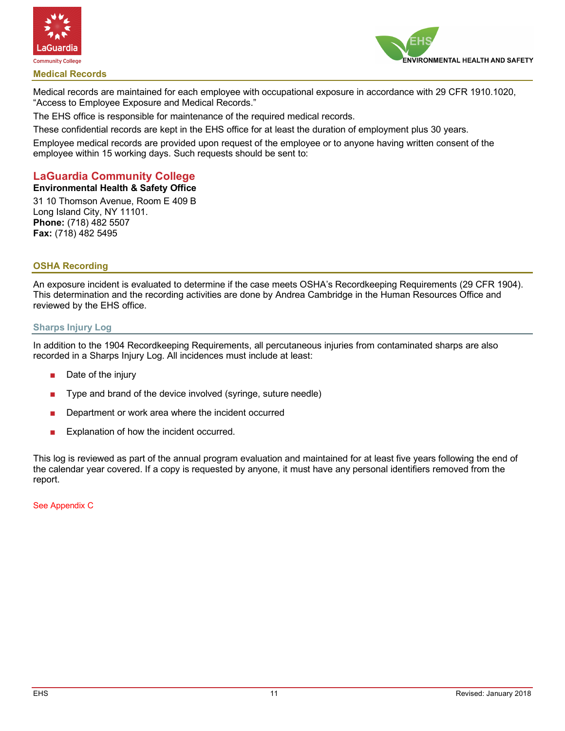## Medical Records

Medical records are maintained for each employee with occupational exposure in accordance with 29 CFR 1910.1020, "Access to Employee Exposure and Medical Records."

The EHS office is responsible for maintenance of the required medical records.

These confidential records are kept in the EHS office for at least the duration of employment plus 30 years.

Employee medical records are provided upon request of the employee or to anyone having written consent of the employee within 15 working days. Such requests should be sent to:

### LaGuardia Community College

**Environmental Health & Safety Office**

31 10 Thomson Avenue, Room E 409 B
Long Island City, NY 11101.
**Phone:** (718) 482 5507
**Fax:** (718) 482 5495

## OSHA Recording

An exposure incident is evaluated to determine if the case meets OSHA's Recordkeeping Requirements (29 CFR 1904). This determination and the recording activities are done by Andrea Cambridge in the Human Resources Office and reviewed by the EHS office.

### Sharps Injury Log

In addition to the 1904 Recordkeeping Requirements, all percutaneous injuries from contaminated sharps are also recorded in a Sharps Injury Log. All incidences must include at least:

- Date of the injury
- Type and brand of the device involved (syringe, suture needle)
- Department or work area where the incident occurred
- Explanation of how the incident occurred.

This log is reviewed as part of the annual program evaluation and maintained for at least five years following the end of the calendar year covered. If a copy is requested by anyone, it must have any personal identifiers removed from the report.

See Appendix C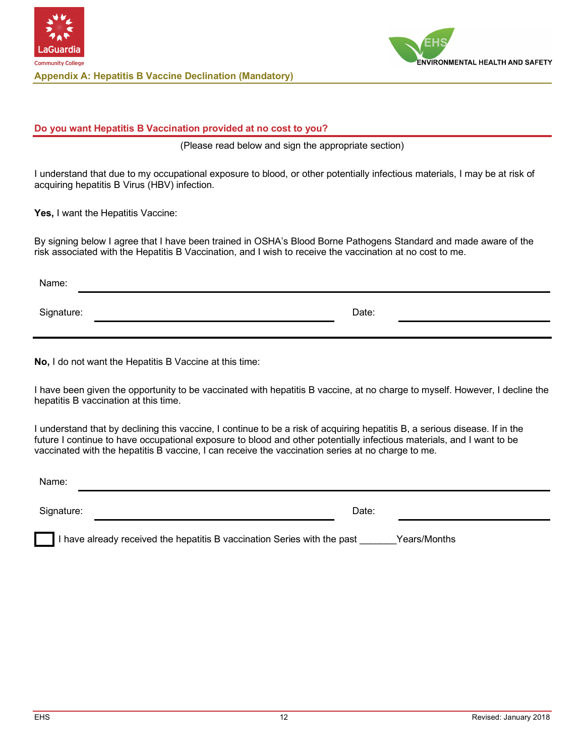## Appendix A: Hepatitis B Vaccine Declination (Mandatory)

### Do you want Hepatitis B Vaccination provided at no cost to you?

(Please read below and sign the appropriate section)

I understand that due to my occupational exposure to blood, or other potentially infectious materials, I may be at risk of acquiring hepatitis B Virus (HBV) infection.

**Yes,** I want the Hepatitis Vaccine:

By signing below I agree that I have been trained in OSHA's Blood Borne Pathogens Standard and made aware of the risk associated with the Hepatitis B Vaccination, and I wish to receive the vaccination at no cost to me.

Name: ______________________________________________

Signature: ______________________________ Date: ____________________

---

**No,** I do not want the Hepatitis B Vaccine at this time:

I have been given the opportunity to be vaccinated with hepatitis B vaccine, at no charge to myself. However, I decline the hepatitis B vaccination at this time.

I understand that by declining this vaccine, I continue to be a risk of acquiring hepatitis B, a serious disease. If in the future I continue to have occupational exposure to blood and other potentially infectious materials, and I want to be vaccinated with the hepatitis B vaccine, I can receive the vaccination series at no charge to me.

Name: ______________________________________________

Signature: ______________________________ Date: ____________________

☐ I have already received the hepatitis B vaccination Series with the past _______Years/Months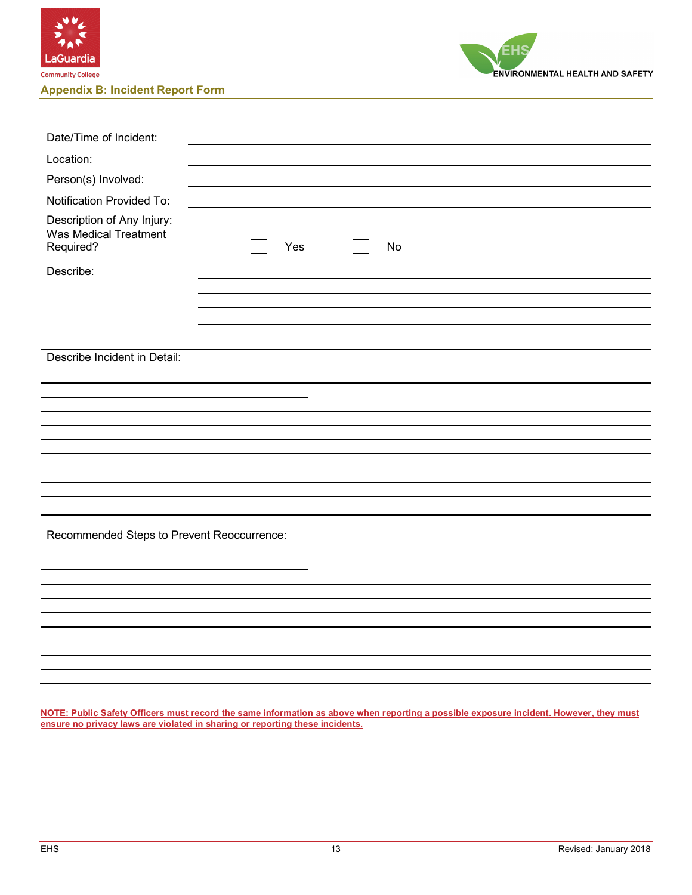## Appendix B: Incident Report Form

Date/Time of Incident: ______________________________

Location: ______________________________

Person(s) Involved: ______________________________

Notification Provided To: ______________________________

Description of Any Injury: ______________________________

Was Medical Treatment Required? ☐ Yes ☐ No

Describe: ______________________________

______________________________

______________________________

______________________________

Describe Incident in Detail:

______________________________

______________________________

______________________________

______________________________

______________________________

______________________________

______________________________

______________________________

______________________________

Recommended Steps to Prevent Reoccurrence:

______________________________

______________________________

______________________________

______________________________

______________________________

______________________________

______________________________

______________________________

______________________________

**NOTE: Public Safety Officers must record the same information as above when reporting a possible exposure incident. However, they must ensure no privacy laws are violated in sharing or reporting these incidents.**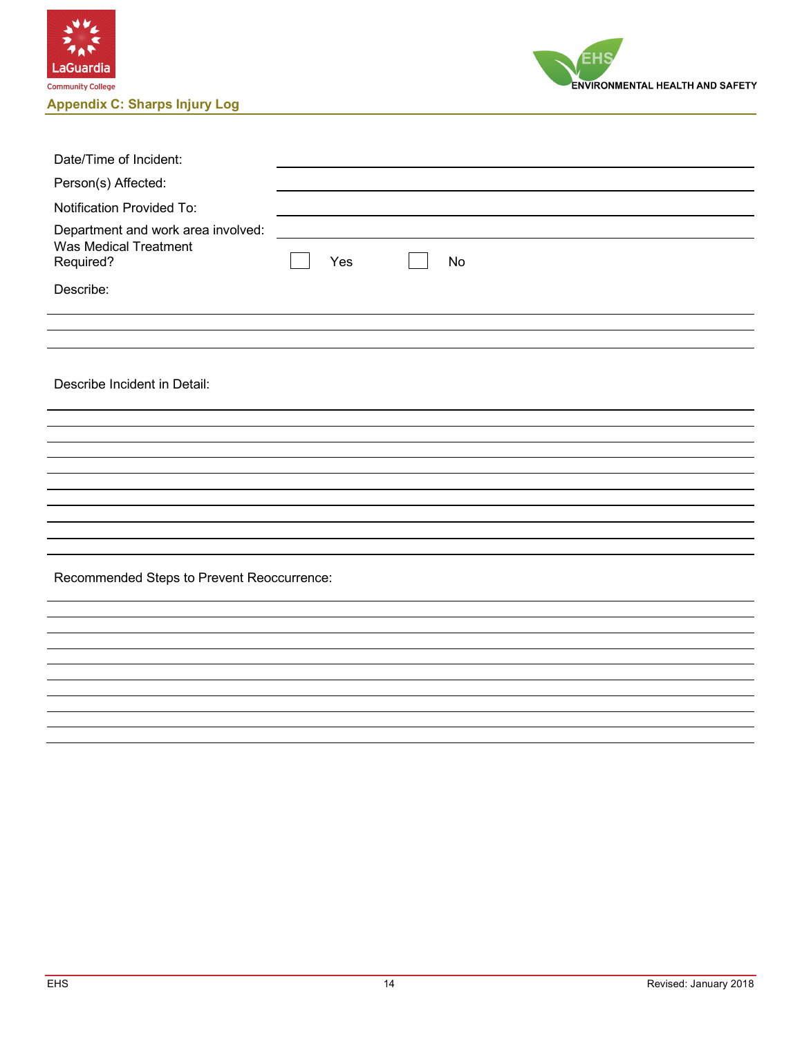## Appendix C: Sharps Injury Log

Date/Time of Incident: ______________________________

Person(s) Affected: ______________________________

Notification Provided To: ______________________________

Department and work area involved: ______________________________

Was Medical Treatment Required? ☐ Yes ☐ No

Describe:

______________________________

______________________________

______________________________

Describe Incident in Detail:

______________________________

______________________________

______________________________

______________________________

______________________________

______________________________

______________________________

______________________________

______________________________

Recommended Steps to Prevent Reoccurrence:

______________________________

______________________________

______________________________

______________________________

______________________________

______________________________

______________________________

______________________________

______________________________